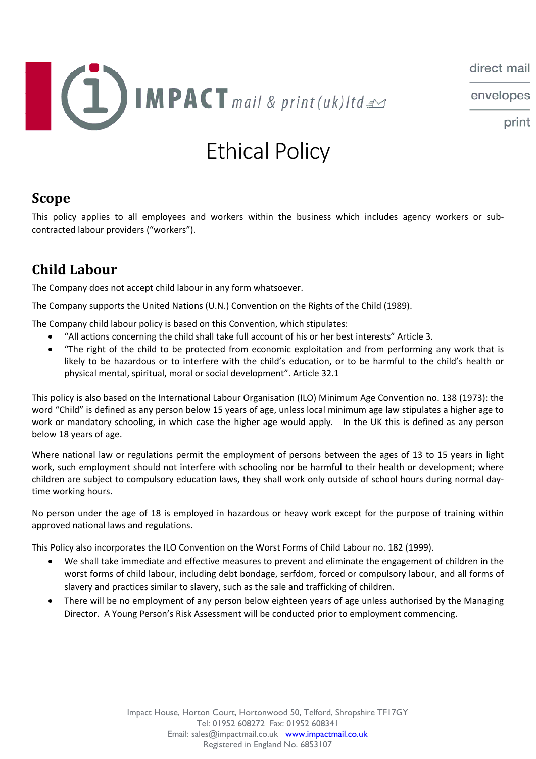# Ethical Policy

## Scope

This policy applies to all employees and workers within the business which includes agency workers or sub-contracted labour providers ("workers").

## Child Labour

The Company does not accept child labour in any form whatsoever.

The Company supports the United Nations (U.N.) Convention on the Rights of the Child (1989).

The Company child labour policy is based on this Convention, which stipulates:

- "All actions concerning the child shall take full account of his or her best interests" Article 3.
- "The right of the child to be protected from economic exploitation and from performing any work that is likely to be hazardous or to interfere with the child's education, or to be harmful to the child's health or physical mental, spiritual, moral or social development". Article 32.1

This policy is also based on the International Labour Organisation (ILO) Minimum Age Convention no. 138 (1973): the word "Child" is defined as any person below 15 years of age, unless local minimum age law stipulates a higher age to work or mandatory schooling, in which case the higher age would apply. In the UK this is defined as any person below 18 years of age.

Where national law or regulations permit the employment of persons between the ages of 13 to 15 years in light work, such employment should not interfere with schooling nor be harmful to their health or development; where children are subject to compulsory education laws, they shall work only outside of school hours during normal day-time working hours.

No person under the age of 18 is employed in hazardous or heavy work except for the purpose of training within approved national laws and regulations.

This Policy also incorporates the ILO Convention on the Worst Forms of Child Labour no. 182 (1999).

- We shall take immediate and effective measures to prevent and eliminate the engagement of children in the worst forms of child labour, including debt bondage, serfdom, forced or compulsory labour, and all forms of slavery and practices similar to slavery, such as the sale and trafficking of children.
- There will be no employment of any person below eighteen years of age unless authorised by the Managing Director. A Young Person's Risk Assessment will be conducted prior to employment commencing.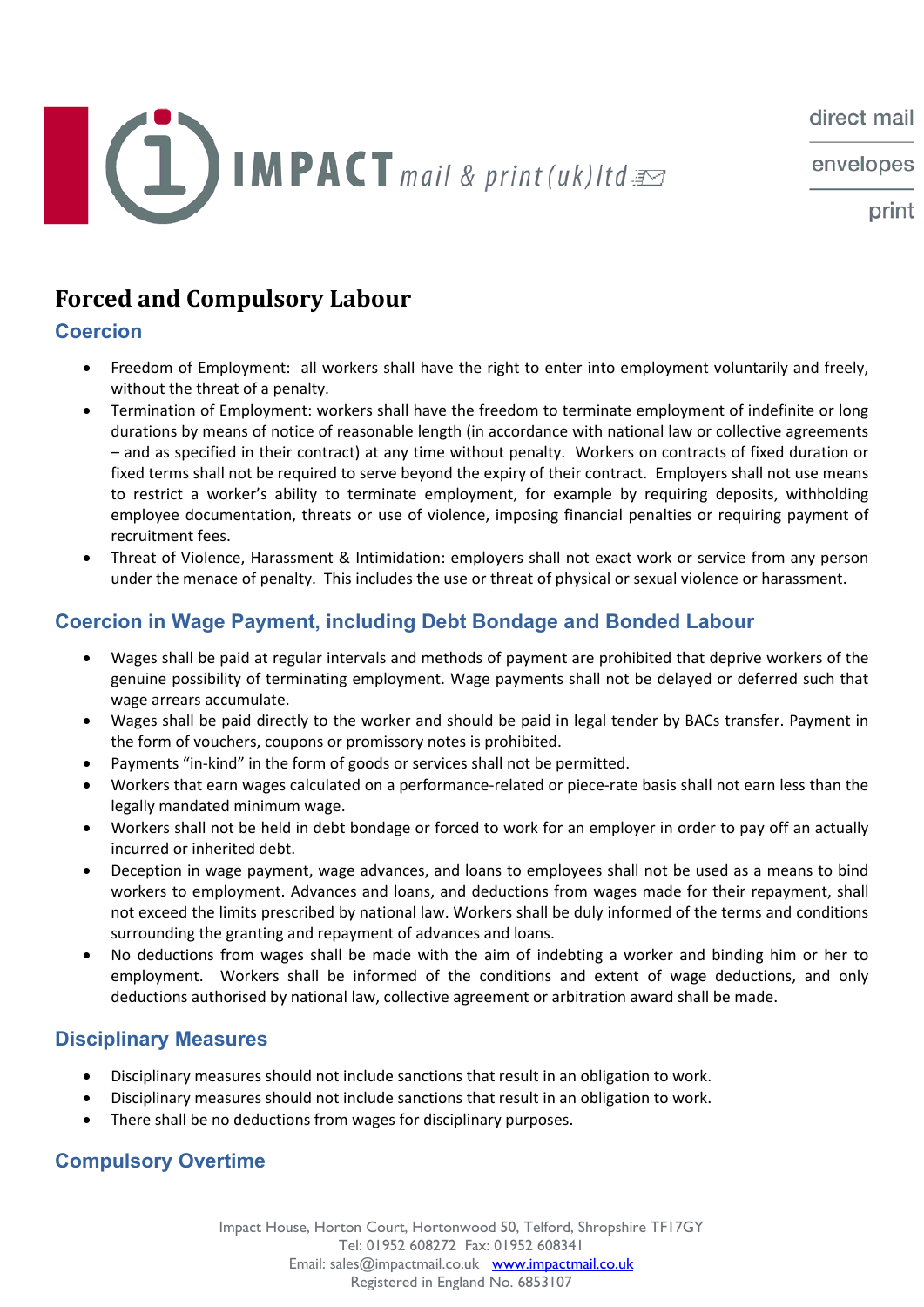# Forced and Compulsory Labour

## Coercion

- Freedom of Employment: all workers shall have the right to enter into employment voluntarily and freely, without the threat of a penalty.
- Termination of Employment: workers shall have the freedom to terminate employment of indefinite or long durations by means of notice of reasonable length (in accordance with national law or collective agreements – and as specified in their contract) at any time without penalty. Workers on contracts of fixed duration or fixed terms shall not be required to serve beyond the expiry of their contract. Employers shall not use means to restrict a worker's ability to terminate employment, for example by requiring deposits, withholding employee documentation, threats or use of violence, imposing financial penalties or requiring payment of recruitment fees.
- Threat of Violence, Harassment & Intimidation: employers shall not exact work or service from any person under the menace of penalty. This includes the use or threat of physical or sexual violence or harassment.

## Coercion in Wage Payment, including Debt Bondage and Bonded Labour

- Wages shall be paid at regular intervals and methods of payment are prohibited that deprive workers of the genuine possibility of terminating employment. Wage payments shall not be delayed or deferred such that wage arrears accumulate.
- Wages shall be paid directly to the worker and should be paid in legal tender by BACs transfer. Payment in the form of vouchers, coupons or promissory notes is prohibited.
- Payments "in-kind" in the form of goods or services shall not be permitted.
- Workers that earn wages calculated on a performance-related or piece-rate basis shall not earn less than the legally mandated minimum wage.
- Workers shall not be held in debt bondage or forced to work for an employer in order to pay off an actually incurred or inherited debt.
- Deception in wage payment, wage advances, and loans to employees shall not be used as a means to bind workers to employment. Advances and loans, and deductions from wages made for their repayment, shall not exceed the limits prescribed by national law. Workers shall be duly informed of the terms and conditions surrounding the granting and repayment of advances and loans.
- No deductions from wages shall be made with the aim of indebting a worker and binding him or her to employment. Workers shall be informed of the conditions and extent of wage deductions, and only deductions authorised by national law, collective agreement or arbitration award shall be made.

## Disciplinary Measures

- Disciplinary measures should not include sanctions that result in an obligation to work.
- Disciplinary measures should not include sanctions that result in an obligation to work.
- There shall be no deductions from wages for disciplinary purposes.

## Compulsory Overtime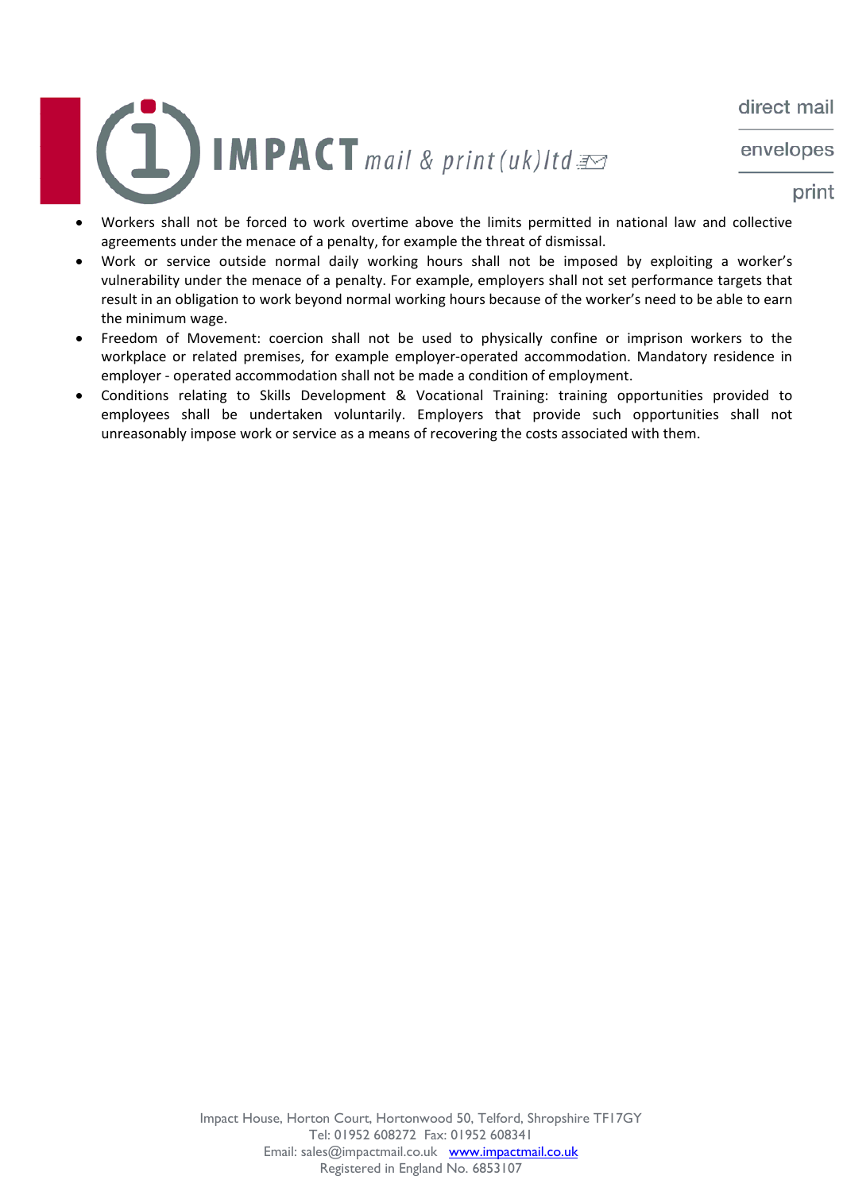- Workers shall not be forced to work overtime above the limits permitted in national law and collective agreements under the menace of a penalty, for example the threat of dismissal.
- Work or service outside normal daily working hours shall not be imposed by exploiting a worker's vulnerability under the menace of a penalty. For example, employers shall not set performance targets that result in an obligation to work beyond normal working hours because of the worker's need to be able to earn the minimum wage.
- Freedom of Movement: coercion shall not be used to physically confine or imprison workers to the workplace or related premises, for example employer-operated accommodation. Mandatory residence in employer - operated accommodation shall not be made a condition of employment.
- Conditions relating to Skills Development & Vocational Training: training opportunities provided to employees shall be undertaken voluntarily. Employers that provide such opportunities shall not unreasonably impose work or service as a means of recovering the costs associated with them.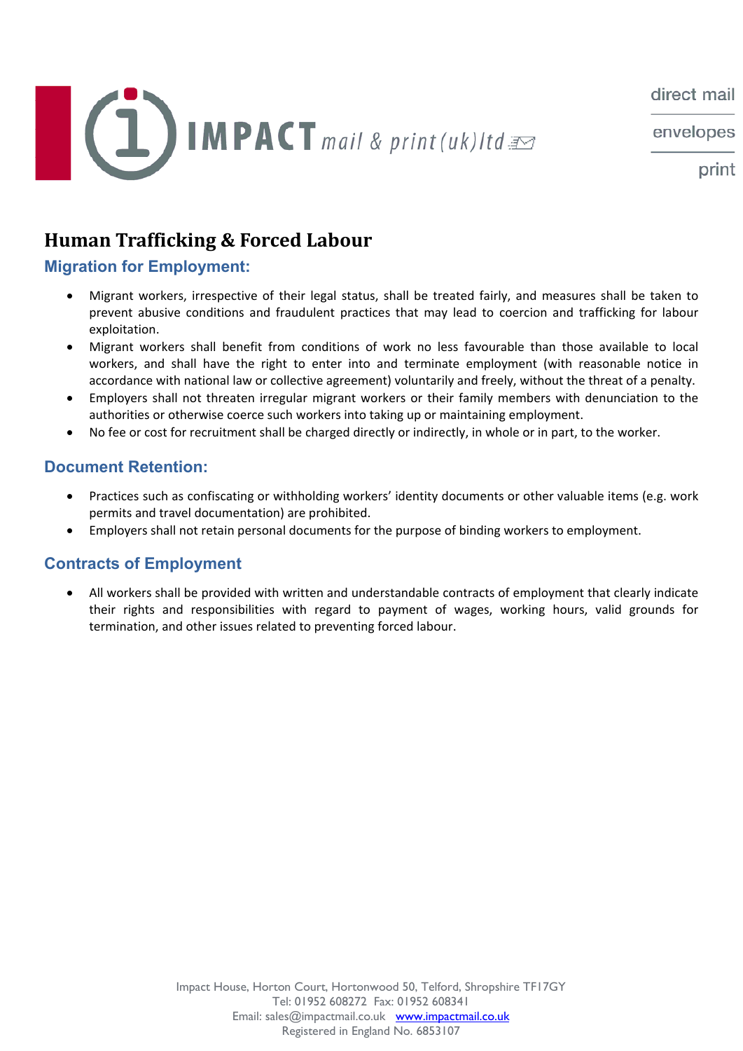# Human Trafficking & Forced Labour

## Migration for Employment:

- Migrant workers, irrespective of their legal status, shall be treated fairly, and measures shall be taken to prevent abusive conditions and fraudulent practices that may lead to coercion and trafficking for labour exploitation.
- Migrant workers shall benefit from conditions of work no less favourable than those available to local workers, and shall have the right to enter into and terminate employment (with reasonable notice in accordance with national law or collective agreement) voluntarily and freely, without the threat of a penalty.
- Employers shall not threaten irregular migrant workers or their family members with denunciation to the authorities or otherwise coerce such workers into taking up or maintaining employment.
- No fee or cost for recruitment shall be charged directly or indirectly, in whole or in part, to the worker.

## Document Retention:

- Practices such as confiscating or withholding workers' identity documents or other valuable items (e.g. work permits and travel documentation) are prohibited.
- Employers shall not retain personal documents for the purpose of binding workers to employment.

## Contracts of Employment

- All workers shall be provided with written and understandable contracts of employment that clearly indicate their rights and responsibilities with regard to payment of wages, working hours, valid grounds for termination, and other issues related to preventing forced labour.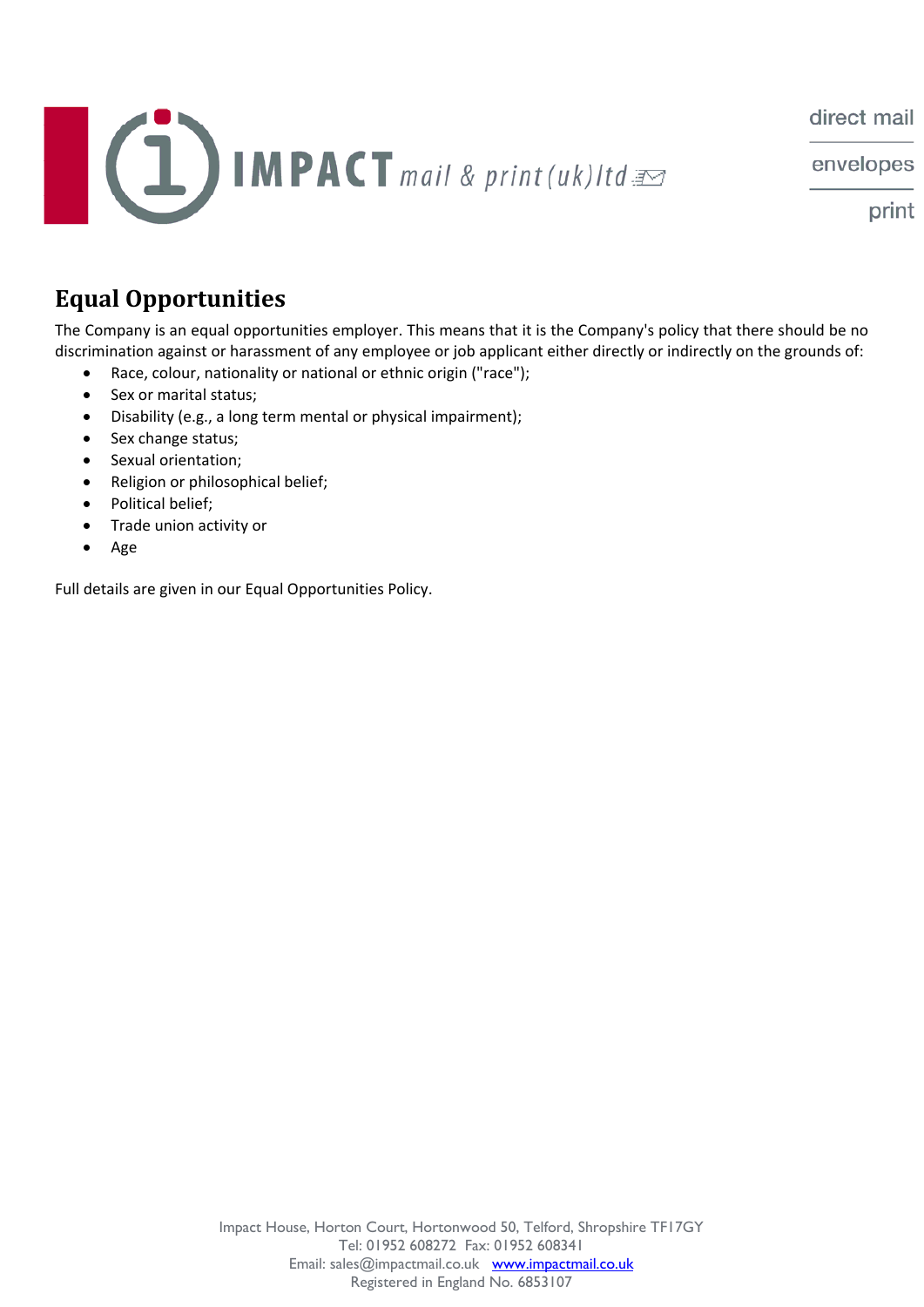## Equal Opportunities

The Company is an equal opportunities employer. This means that it is the Company's policy that there should be no discrimination against or harassment of any employee or job applicant either directly or indirectly on the grounds of:

- Race, colour, nationality or national or ethnic origin ("race");
- Sex or marital status;
- Disability (e.g., a long term mental or physical impairment);
- Sex change status;
- Sexual orientation;
- Religion or philosophical belief;
- Political belief;
- Trade union activity or
- Age

Full details are given in our Equal Opportunities Policy.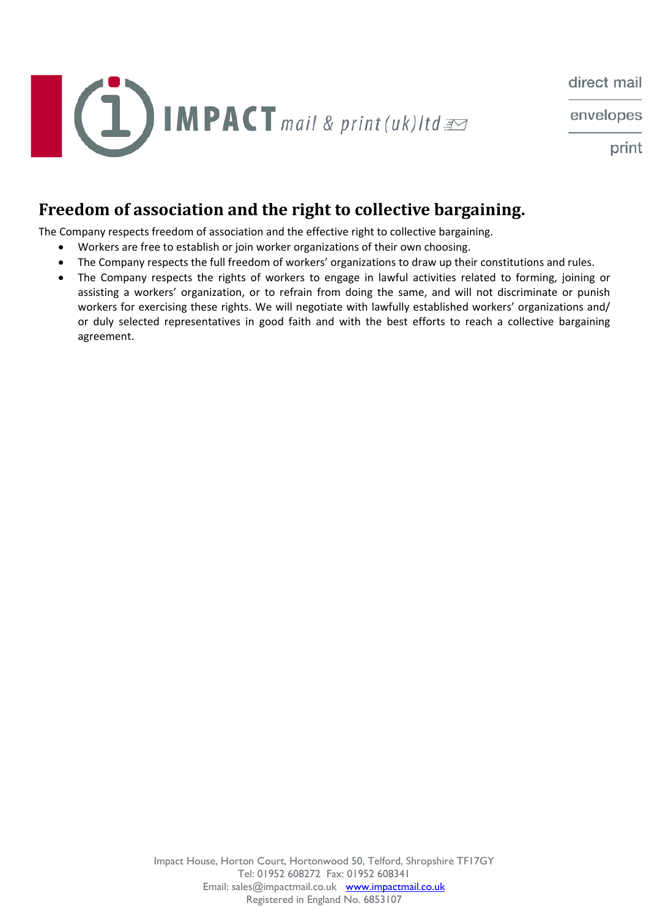# Freedom of association and the right to collective bargaining.

The Company respects freedom of association and the effective right to collective bargaining.

- Workers are free to establish or join worker organizations of their own choosing.
- The Company respects the full freedom of workers' organizations to draw up their constitutions and rules.
- The Company respects the rights of workers to engage in lawful activities related to forming, joining or assisting a workers' organization, or to refrain from doing the same, and will not discriminate or punish workers for exercising these rights. We will negotiate with lawfully established workers' organizations and/ or duly selected representatives in good faith and with the best efforts to reach a collective bargaining agreement.